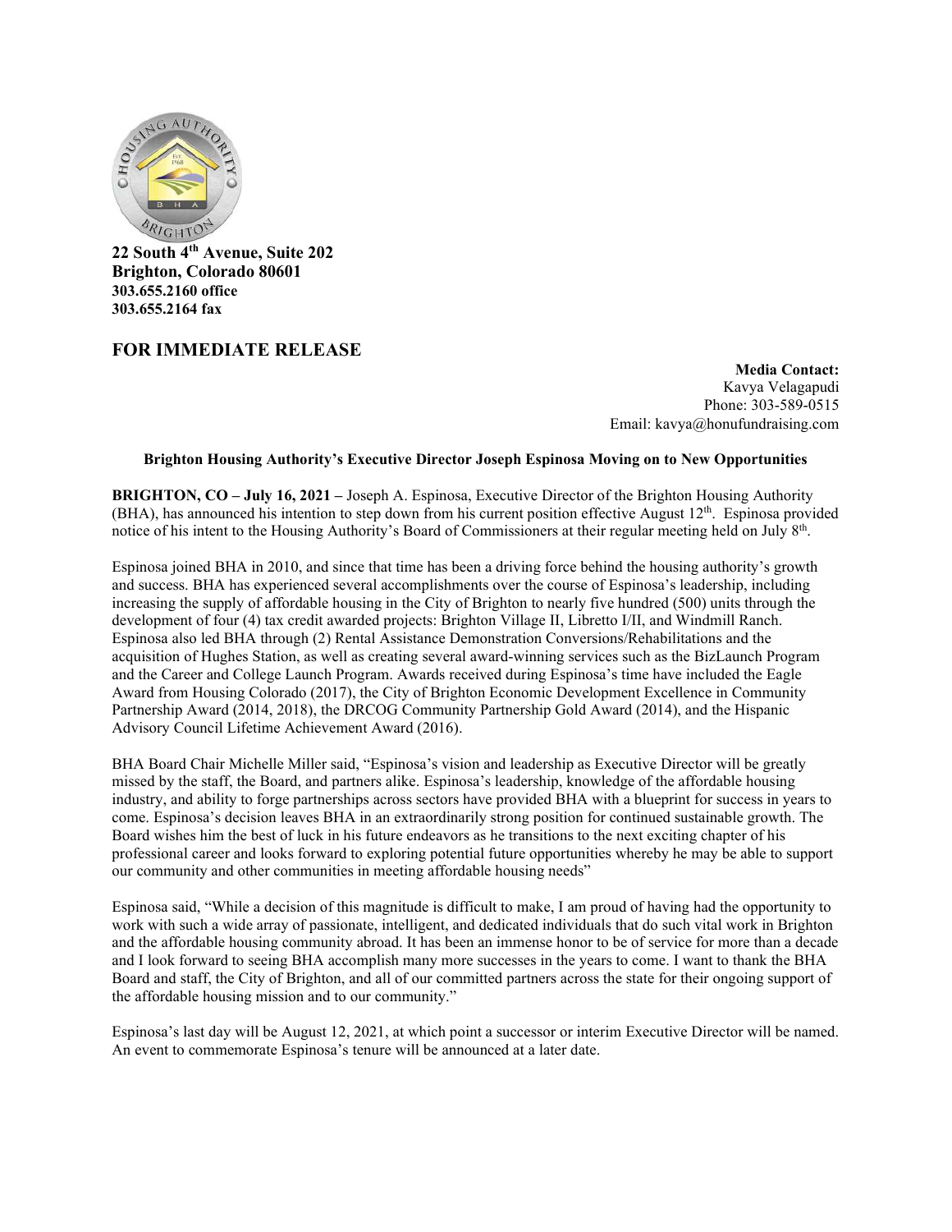**22 South 4th Avenue, Suite 202**
**Brighton, Colorado 80601**
**303.655.2160 office**
**303.655.2164 fax**

## FOR IMMEDIATE RELEASE

**Media Contact:**
Kavya Velagapudi
Phone: 303-589-0515
Email: kavya@honufundraising.com

**Brighton Housing Authority's Executive Director Joseph Espinosa Moving on to New Opportunities**

**BRIGHTON, CO – July 16, 2021 –** Joseph A. Espinosa, Executive Director of the Brighton Housing Authority (BHA), has announced his intention to step down from his current position effective August 12th. Espinosa provided notice of his intent to the Housing Authority's Board of Commissioners at their regular meeting held on July 8th.

Espinosa joined BHA in 2010, and since that time has been a driving force behind the housing authority's growth and success. BHA has experienced several accomplishments over the course of Espinosa's leadership, including increasing the supply of affordable housing in the City of Brighton to nearly five hundred (500) units through the development of four (4) tax credit awarded projects: Brighton Village II, Libretto I/II, and Windmill Ranch. Espinosa also led BHA through (2) Rental Assistance Demonstration Conversions/Rehabilitations and the acquisition of Hughes Station, as well as creating several award-winning services such as the BizLaunch Program and the Career and College Launch Program. Awards received during Espinosa's time have included the Eagle Award from Housing Colorado (2017), the City of Brighton Economic Development Excellence in Community Partnership Award (2014, 2018), the DRCOG Community Partnership Gold Award (2014), and the Hispanic Advisory Council Lifetime Achievement Award (2016).

BHA Board Chair Michelle Miller said, "Espinosa's vision and leadership as Executive Director will be greatly missed by the staff, the Board, and partners alike. Espinosa's leadership, knowledge of the affordable housing industry, and ability to forge partnerships across sectors have provided BHA with a blueprint for success in years to come. Espinosa's decision leaves BHA in an extraordinarily strong position for continued sustainable growth. The Board wishes him the best of luck in his future endeavors as he transitions to the next exciting chapter of his professional career and looks forward to exploring potential future opportunities whereby he may be able to support our community and other communities in meeting affordable housing needs"

Espinosa said, "While a decision of this magnitude is difficult to make, I am proud of having had the opportunity to work with such a wide array of passionate, intelligent, and dedicated individuals that do such vital work in Brighton and the affordable housing community abroad. It has been an immense honor to be of service for more than a decade and I look forward to seeing BHA accomplish many more successes in the years to come. I want to thank the BHA Board and staff, the City of Brighton, and all of our committed partners across the state for their ongoing support of the affordable housing mission and to our community."

Espinosa's last day will be August 12, 2021, at which point a successor or interim Executive Director will be named. An event to commemorate Espinosa's tenure will be announced at a later date.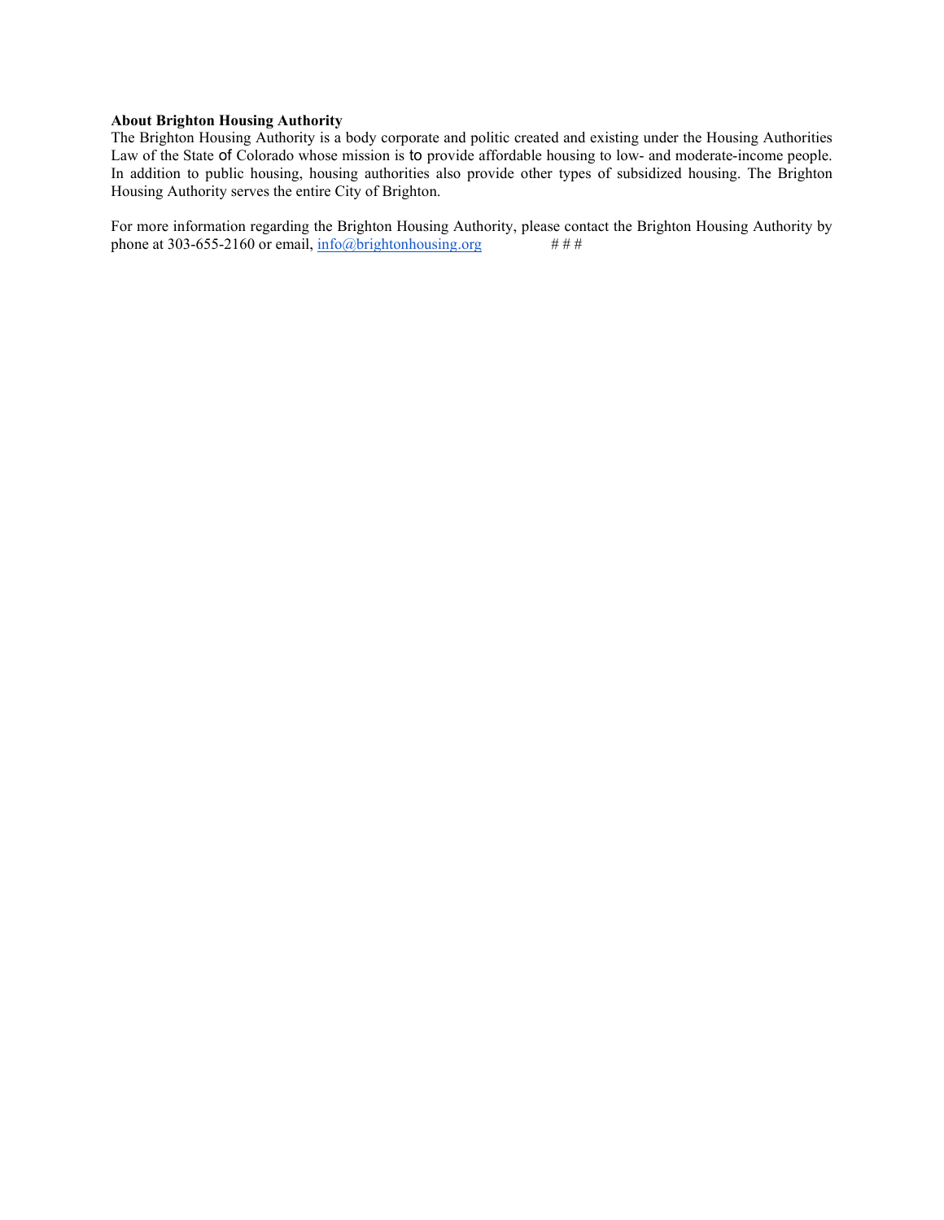**About Brighton Housing Authority**

The Brighton Housing Authority is a body corporate and politic created and existing under the Housing Authorities Law of the State of Colorado whose mission is to provide affordable housing to low- and moderate-income people. In addition to public housing, housing authorities also provide other types of subsidized housing. The Brighton Housing Authority serves the entire City of Brighton.

For more information regarding the Brighton Housing Authority, please contact the Brighton Housing Authority by phone at 303-655-2160 or email, info@brightonhousing.org # # #